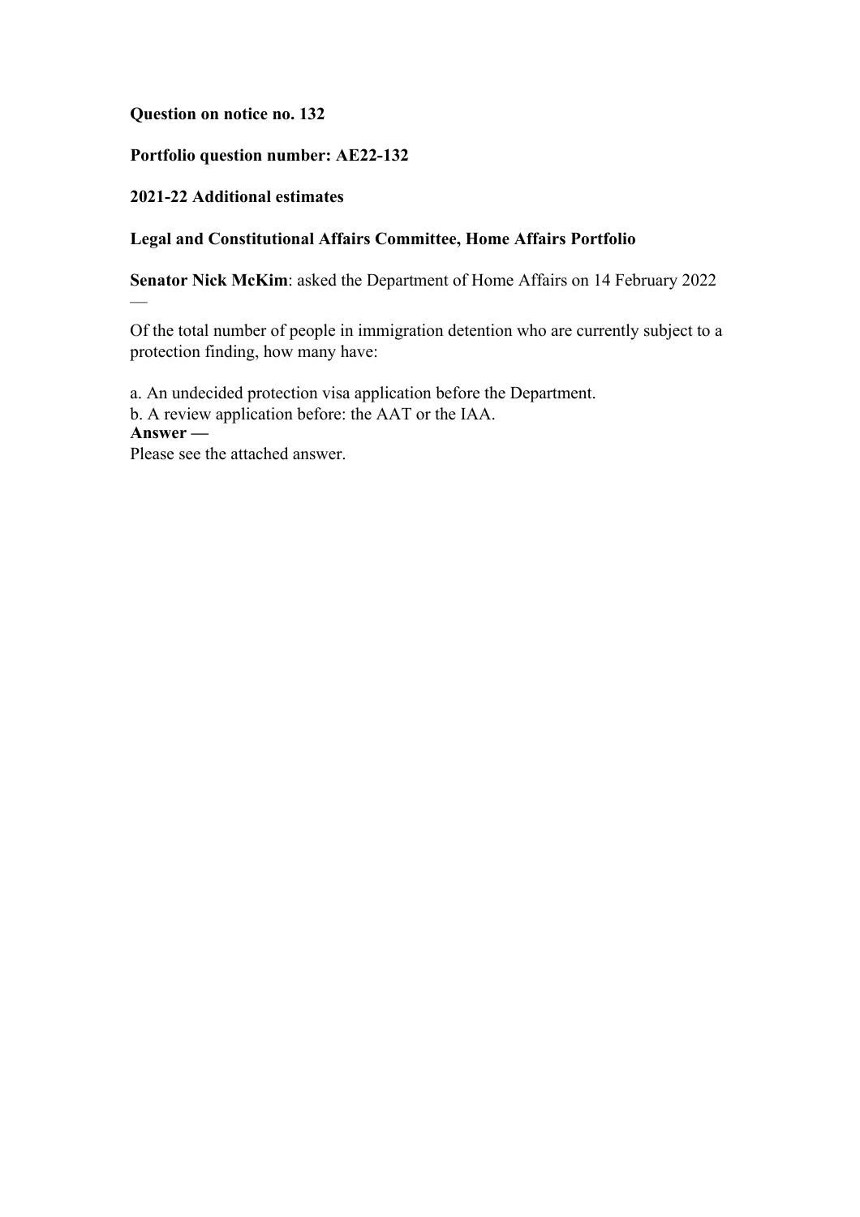**Question on notice no. 132**

**Portfolio question number: AE22-132**

**2021-22 Additional estimates**

**Legal and Constitutional Affairs Committee, Home Affairs Portfolio**

**Senator Nick McKim**: asked the Department of Home Affairs on 14 February 2022 —

Of the total number of people in immigration detention who are currently subject to a protection finding, how many have:

a. An undecided protection visa application before the Department.
b. A review application before: the AAT or the IAA.

**Answer —**

Please see the attached answer.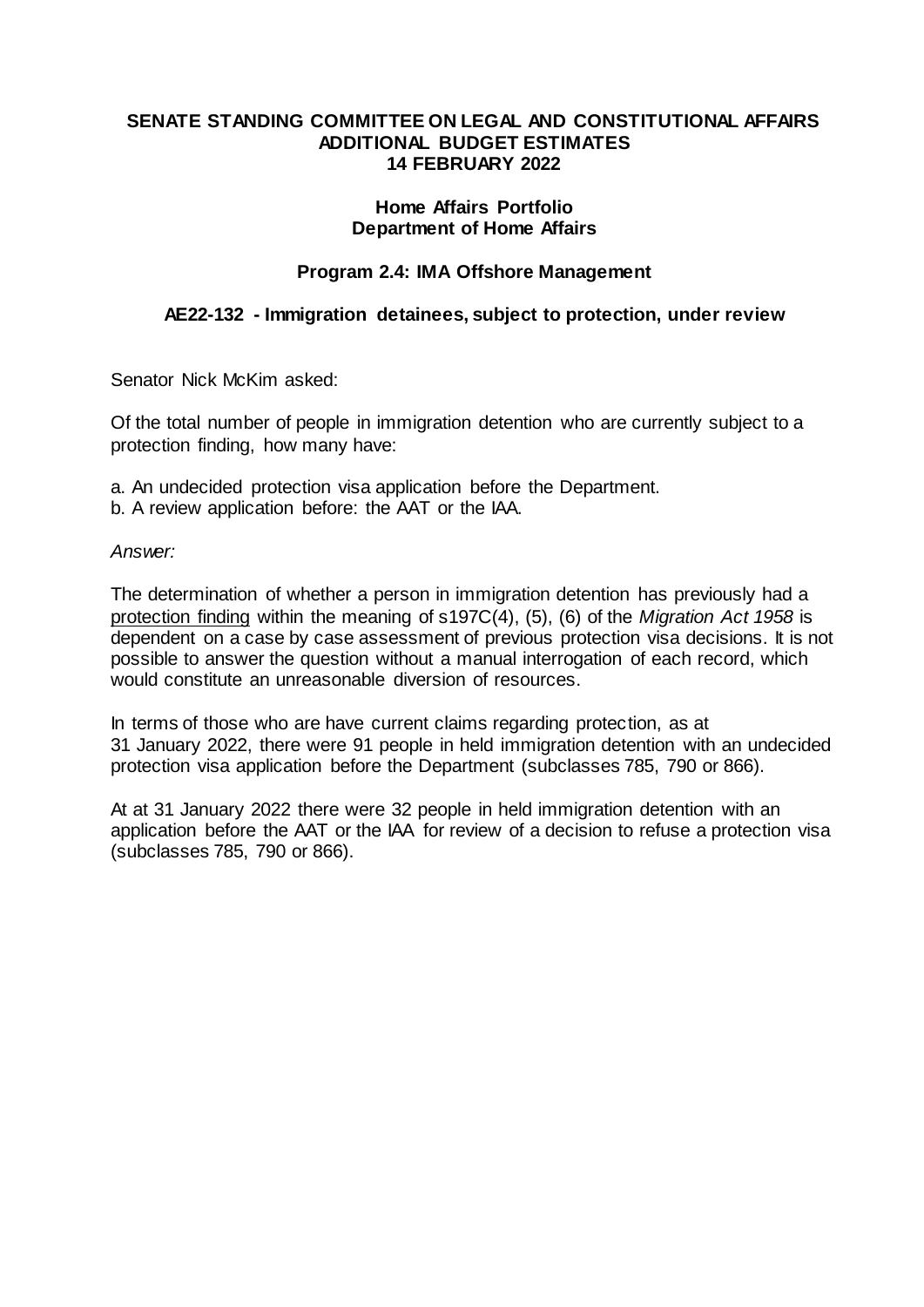**SENATE STANDING COMMITTEE ON LEGAL AND CONSTITUTIONAL AFFAIRS**
**ADDITIONAL BUDGET ESTIMATES**
**14 FEBRUARY 2022**

**Home Affairs Portfolio**
**Department of Home Affairs**

**Program 2.4: IMA Offshore Management**

**AE22-132 - Immigration detainees, subject to protection, under review**

Senator Nick McKim asked:

Of the total number of people in immigration detention who are currently subject to a protection finding, how many have:

a. An undecided protection visa application before the Department.
b. A review application before: the AAT or the IAA.

*Answer:*

The determination of whether a person in immigration detention has previously had a protection finding within the meaning of s197C(4), (5), (6) of the *Migration Act 1958* is dependent on a case by case assessment of previous protection visa decisions. It is not possible to answer the question without a manual interrogation of each record, which would constitute an unreasonable diversion of resources.

In terms of those who are have current claims regarding protection, as at 31 January 2022, there were 91 people in held immigration detention with an undecided protection visa application before the Department (subclasses 785, 790 or 866).

At at 31 January 2022 there were 32 people in held immigration detention with an application before the AAT or the IAA for review of a decision to refuse a protection visa (subclasses 785, 790 or 866).